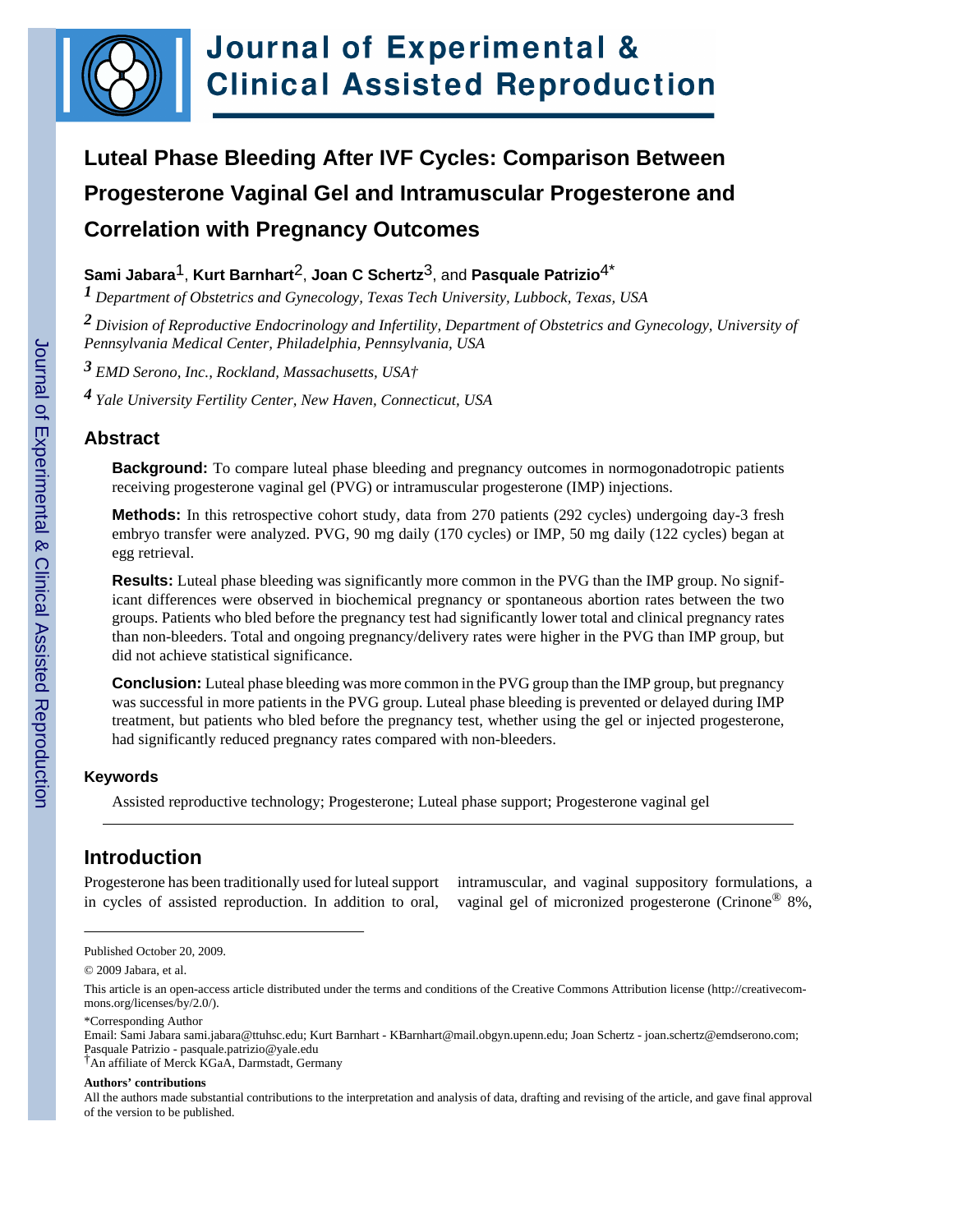# Luteal Phase Bleeding After IVF Cycles: Comparison Between Progesterone Vaginal Gel and Intramuscular Progesterone and Correlation with Pregnancy Outcomes

**Sami Jabara**[1], **Kurt Barnhart**[2], **Joan C Schertz**[3], and **Pasquale Patrizio**[4*]

[1] *Department of Obstetrics and Gynecology, Texas Tech University, Lubbock, Texas, USA*

[2] *Division of Reproductive Endocrinology and Infertility, Department of Obstetrics and Gynecology, University of Pennsylvania Medical Center, Philadelphia, Pennsylvania, USA*

[3] *EMD Serono, Inc., Rockland, Massachusetts, USA†*

[4] *Yale University Fertility Center, New Haven, Connecticut, USA*

## Abstract

**Background:** To compare luteal phase bleeding and pregnancy outcomes in normogonadotropic patients receiving progesterone vaginal gel (PVG) or intramuscular progesterone (IMP) injections.

**Methods:** In this retrospective cohort study, data from 270 patients (292 cycles) undergoing day-3 fresh embryo transfer were analyzed. PVG, 90 mg daily (170 cycles) or IMP, 50 mg daily (122 cycles) began at egg retrieval.

**Results:** Luteal phase bleeding was significantly more common in the PVG than the IMP group. No significant differences were observed in biochemical pregnancy or spontaneous abortion rates between the two groups. Patients who bled before the pregnancy test had significantly lower total and clinical pregnancy rates than non-bleeders. Total and ongoing pregnancy/delivery rates were higher in the PVG than IMP group, but did not achieve statistical significance.

**Conclusion:** Luteal phase bleeding was more common in the PVG group than the IMP group, but pregnancy was successful in more patients in the PVG group. Luteal phase bleeding is prevented or delayed during IMP treatment, but patients who bled before the pregnancy test, whether using the gel or injected progesterone, had significantly reduced pregnancy rates compared with non-bleeders.

### Keywords

Assisted reproductive technology; Progesterone; Luteal phase support; Progesterone vaginal gel

## Introduction

Progesterone has been traditionally used for luteal support in cycles of assisted reproduction. In addition to oral, intramuscular, and vaginal suppository formulations, a vaginal gel of micronized progesterone (Crinone® 8%,

---

Published October 20, 2009.

© 2009 Jabara, et al.

This article is an open-access article distributed under the terms and conditions of the Creative Commons Attribution license (http://creativecommons.org/licenses/by/2.0/).

*Corresponding Author

Email: Sami Jabara sami.jabara@ttuhsc.edu; Kurt Barnhart - KBarnhart@mail.obgyn.upenn.edu; Joan Schertz - joan.schertz@emdserono.com; Pasquale Patrizio - pasquale.patrizio@yale.edu

†An affiliate of Merck KGaA, Darmstadt, Germany

**Authors' contributions**

All the authors made substantial contributions to the interpretation and analysis of data, drafting and revising of the article, and gave final approval of the version to be published.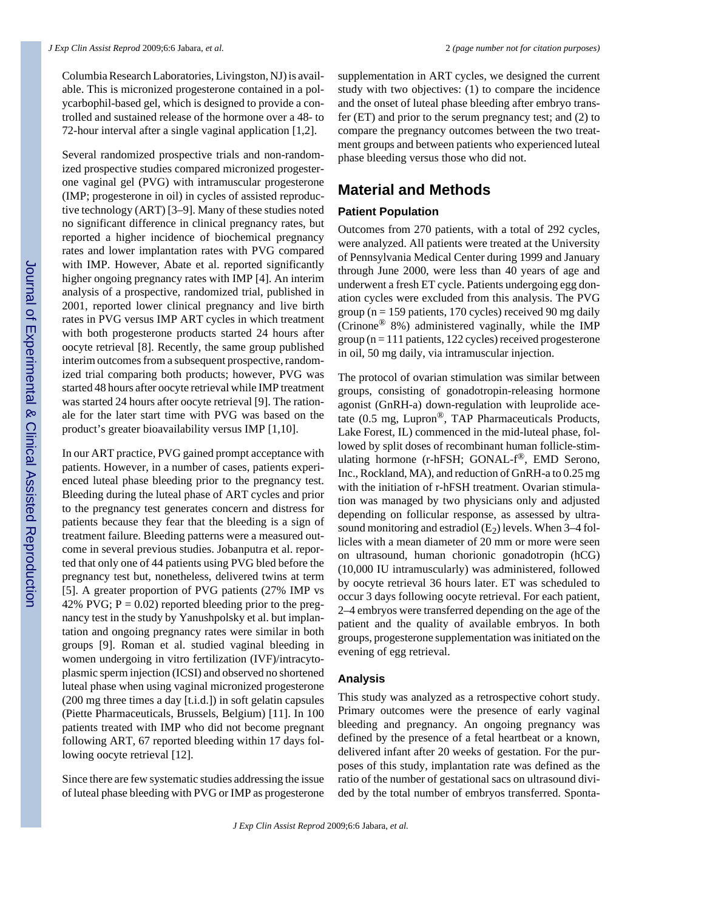Columbia Research Laboratories, Livingston, NJ) is available. This is micronized progesterone contained in a polycarbophil-based gel, which is designed to provide a controlled and sustained release of the hormone over a 48- to 72-hour interval after a single vaginal application [1,2].

Several randomized prospective trials and non-randomized prospective studies compared micronized progesterone vaginal gel (PVG) with intramuscular progesterone (IMP; progesterone in oil) in cycles of assisted reproductive technology (ART) [3–9]. Many of these studies noted no significant difference in clinical pregnancy rates, but reported a higher incidence of biochemical pregnancy rates and lower implantation rates with PVG compared with IMP. However, Abate et al. reported significantly higher ongoing pregnancy rates with IMP [4]. An interim analysis of a prospective, randomized trial, published in 2001, reported lower clinical pregnancy and live birth rates in PVG versus IMP ART cycles in which treatment with both progesterone products started 24 hours after oocyte retrieval [8]. Recently, the same group published interim outcomes from a subsequent prospective, randomized trial comparing both products; however, PVG was started 48 hours after oocyte retrieval while IMP treatment was started 24 hours after oocyte retrieval [9]. The rationale for the later start time with PVG was based on the product's greater bioavailability versus IMP [1,10].

In our ART practice, PVG gained prompt acceptance with patients. However, in a number of cases, patients experienced luteal phase bleeding prior to the pregnancy test. Bleeding during the luteal phase of ART cycles and prior to the pregnancy test generates concern and distress for patients because they fear that the bleeding is a sign of treatment failure. Bleeding patterns were a measured outcome in several previous studies. Jobanputra et al. reported that only one of 44 patients using PVG bled before the pregnancy test but, nonetheless, delivered twins at term [5]. A greater proportion of PVG patients (27% IMP vs 42% PVG; P = 0.02) reported bleeding prior to the pregnancy test in the study by Yanushpolsky et al. but implantation and ongoing pregnancy rates were similar in both groups [9]. Roman et al. studied vaginal bleeding in women undergoing in vitro fertilization (IVF)/intracytoplasmic sperm injection (ICSI) and observed no shortened luteal phase when using vaginal micronized progesterone (200 mg three times a day [t.i.d.]) in soft gelatin capsules (Piette Pharmaceuticals, Brussels, Belgium) [11]. In 100 patients treated with IMP who did not become pregnant following ART, 67 reported bleeding within 17 days following oocyte retrieval [12].

Since there are few systematic studies addressing the issue of luteal phase bleeding with PVG or IMP as progesterone supplementation in ART cycles, we designed the current study with two objectives: (1) to compare the incidence and the onset of luteal phase bleeding after embryo transfer (ET) and prior to the serum pregnancy test; and (2) to compare the pregnancy outcomes between the two treatment groups and between patients who experienced luteal phase bleeding versus those who did not.

## Material and Methods

### Patient Population

Outcomes from 270 patients, with a total of 292 cycles, were analyzed. All patients were treated at the University of Pennsylvania Medical Center during 1999 and January through June 2000, were less than 40 years of age and underwent a fresh ET cycle. Patients undergoing egg donation cycles were excluded from this analysis. The PVG group (n = 159 patients, 170 cycles) received 90 mg daily (Crinone® 8%) administered vaginally, while the IMP group (n = 111 patients, 122 cycles) received progesterone in oil, 50 mg daily, via intramuscular injection.

The protocol of ovarian stimulation was similar between groups, consisting of gonadotropin-releasing hormone agonist (GnRH-a) down-regulation with leuprolide acetate (0.5 mg, Lupron®, TAP Pharmaceuticals Products, Lake Forest, IL) commenced in the mid-luteal phase, followed by split doses of recombinant human follicle-stimulating hormone (r-hFSH; GONAL-f®, EMD Serono, Inc., Rockland, MA), and reduction of GnRH-a to 0.25 mg with the initiation of r-hFSH treatment. Ovarian stimulation was managed by two physicians only and adjusted depending on follicular response, as assessed by ultrasound monitoring and estradiol ($E_2$) levels. When 3–4 follicles with a mean diameter of 20 mm or more were seen on ultrasound, human chorionic gonadotropin (hCG) (10,000 IU intramuscularly) was administered, followed by oocyte retrieval 36 hours later. ET was scheduled to occur 3 days following oocyte retrieval. For each patient, 2–4 embryos were transferred depending on the age of the patient and the quality of available embryos. In both groups, progesterone supplementation was initiated on the evening of egg retrieval.

### Analysis

This study was analyzed as a retrospective cohort study. Primary outcomes were the presence of early vaginal bleeding and pregnancy. An ongoing pregnancy was defined by the presence of a fetal heartbeat or a known, delivered infant after 20 weeks of gestation. For the purposes of this study, implantation rate was defined as the ratio of the number of gestational sacs on ultrasound divided by the total number of embryos transferred. Sponta-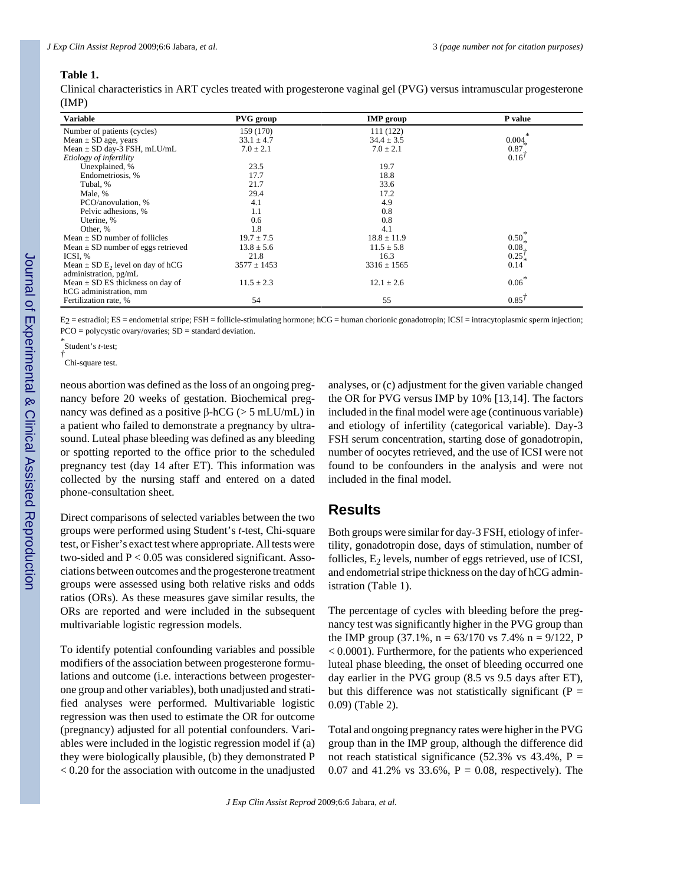**Table 1.**

Clinical characteristics in ART cycles treated with progesterone vaginal gel (PVG) versus intramuscular progesterone (IMP)

| Variable | PVG group | IMP group | P value |
|---|---|---|---|
| Number of patients (cycles) | 159 (170) | 111 (122) | |
| Mean ± SD age, years | 33.1 ± 4.7 | 34.4 ± 3.5 | 0.004* |
| Mean ± SD day-3 FSH, mLU/mL | 7.0 ± 2.1 | 7.0 ± 2.1 | 0.87* |
| *Etiology of infertility* | | | 0.16† |
| Unexplained, % | 23.5 | 19.7 | |
| Endometriosis, % | 17.7 | 18.8 | |
| Tubal, % | 21.7 | 33.6 | |
| Male, % | 29.4 | 17.2 | |
| PCO/anovulation, % | 4.1 | 4.9 | |
| Pelvic adhesions, % | 1.1 | 0.8 | |
| Uterine, % | 0.6 | 0.8 | |
| Other, % | 1.8 | 4.1 | |
| Mean ± SD number of follicles | 19.7 ± 7.5 | 18.8 ± 11.9 | 0.50* |
| Mean ± SD number of eggs retrieved | 13.8 ± 5.6 | 11.5 ± 5.8 | 0.08* |
| ICSI, % | 21.8 | 16.3 | 0.25† |
| Mean ± SD $E_2$ level on day of hCG administration, pg/mL | 3577 ± 1453 | 3316 ± 1565 | 0.14* |
| Mean ± SD ES thickness on day of hCG administration, mm | 11.5 ± 2.3 | 12.1 ± 2.6 | 0.06* |
| Fertilization rate, % | 54 | 55 | 0.85† |

$E_2$ = estradiol; ES = endometrial stripe; FSH = follicle-stimulating hormone; hCG = human chorionic gonadotropin; ICSI = intracytoplasmic sperm injection; PCO = polycystic ovary/ovaries; SD = standard deviation.

* Student's *t*-test;

† Chi-square test.

neous abortion was defined as the loss of an ongoing pregnancy before 20 weeks of gestation. Biochemical pregnancy was defined as a positive β-hCG (> 5 mLU/mL) in a patient who failed to demonstrate a pregnancy by ultrasound. Luteal phase bleeding was defined as any bleeding or spotting reported to the office prior to the scheduled pregnancy test (day 14 after ET). This information was collected by the nursing staff and entered on a dated phone-consultation sheet.

Direct comparisons of selected variables between the two groups were performed using Student's *t*-test, Chi-square test, or Fisher's exact test where appropriate. All tests were two-sided and $P < 0.05$ was considered significant. Associations between outcomes and the progesterone treatment groups were assessed using both relative risks and odds ratios (ORs). As these measures gave similar results, the ORs are reported and were included in the subsequent multivariable logistic regression models.

To identify potential confounding variables and possible modifiers of the association between progesterone formulations and outcome (i.e. interactions between progesterone group and other variables), both unadjusted and stratified analyses were performed. Multivariable logistic regression was then used to estimate the OR for outcome (pregnancy) adjusted for all potential confounders. Variables were included in the logistic regression model if (a) they were biologically plausible, (b) they demonstrated $P < 0.20$ for the association with outcome in the unadjusted analyses, or (c) adjustment for the given variable changed the OR for PVG versus IMP by 10% [13,14]. The factors included in the final model were age (continuous variable) and etiology of infertility (categorical variable). Day-3 FSH serum concentration, starting dose of gonadotropin, number of oocytes retrieved, and the use of ICSI were not found to be confounders in the analysis and were not included in the final model.

## Results

Both groups were similar for day-3 FSH, etiology of infertility, gonadotropin dose, days of stimulation, number of follicles, $E_2$ levels, number of eggs retrieved, use of ICSI, and endometrial stripe thickness on the day of hCG administration (Table 1).

The percentage of cycles with bleeding before the pregnancy test was significantly higher in the PVG group than the IMP group (37.1%, n = 63/170 vs 7.4% n = 9/122, $P < 0.0001$). Furthermore, for the patients who experienced luteal phase bleeding, the onset of bleeding occurred one day earlier in the PVG group (8.5 vs 9.5 days after ET), but this difference was not statistically significant ($P = 0.09$) (Table 2).

Total and ongoing pregnancy rates were higher in the PVG group than in the IMP group, although the difference did not reach statistical significance (52.3% vs 43.4%, $P = 0.07$ and 41.2% vs 33.6%, $P = 0.08$, respectively). The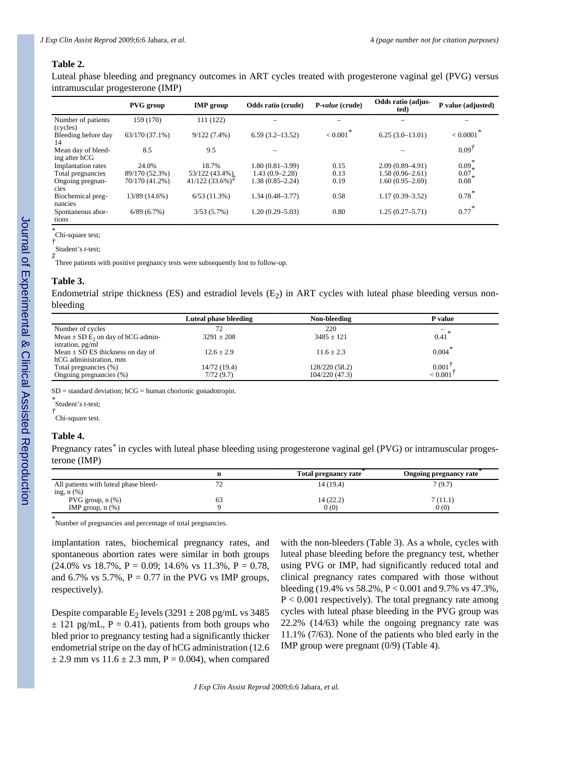**Table 2.**

Luteal phase bleeding and pregnancy outcomes in ART cycles treated with progesterone vaginal gel (PVG) versus intramuscular progesterone (IMP)

| | PVG group | IMP group | Odds ratio (crude) | *P-value* (crude) | Odds ratio (adjusted) | P value (adjusted) |
|---|---|---|---|---|---|---|
| Number of patients (cycles) | 159 (170) | 111 (122) | – | – | – | – |
| Bleeding before day 14 | 63/170 (37.1%) | 9/122 (7.4%) | 6.59 (3.2–13.52) | < 0.001* | 6.25 (3.0–13.01) | < 0.0001* |
| Mean day of bleeding after hCG | 8.5 | 9.5 | – | | – | 0.09† |
| Implantation rates | 24.0% | 18.7% | 1.80 (0.81–3.99) | 0.15 | 2.09 (0.89–4.91) | 0.09* |
| Total pregnancies | 89/170 (52.3%) | 53/122 (43.4%) | 1.43 (0.9–2.28) | 0.13 | 1.58 (0.96–2.61) | 0.07* |
| Ongoing pregnancies | 70/170 (41.2%) | 41/122 (33.6%)‡ | 1.38 (0.85–2.24) | 0.19 | 1.60 (0.95–2.69) | 0.08* |
| Biochemical pregnancies | 13/89 (14.6%) | 6/53 (11.3%) | 1.34 (0.48–3.77) | 0.58 | 1.17 (0.39–3.52) | 0.78* |
| Spontaneous abortions | 6/89 (6.7%) | 3/53 (5.7%) | 1.20 (0.29–5.03) | 0.80 | 1.25 (0.27–5.71) | 0.77* |

*Chi-square test;

†Student's *t*-test;

‡Three patients with positive pregnancy tests were subsequently lost to follow-up.

**Table 3.**

Endometrial stripe thickness (ES) and estradiol levels ($E_2$) in ART cycles with luteal phase bleeding versus non-bleeding

| | Luteal phase bleeding | Non-bleeding | P value |
|---|---|---|---|
| Number of cycles | 72 | 220 | – |
| Mean ± SD $E_2$ on day of hCG administration, pg/ml | 3291 ± 208 | 3485 ± 121 | 0.41* |
| Mean ± SD ES thickness on day of hCG administration, mm | 12.6 ± 2.9 | 11.6 ± 2.3 | 0.004* |
| Total pregnancies (%) | 14/72 (19.4) | 128/220 (58.2) | 0.001† |
| Ongoing pregnancies (%) | 7/72 (9.7) | 104/220 (47.3) | < 0.001† |

SD = standard deviation; hCG = human chorionic gonadotropin.

*Student's *t*-test;

†Chi-square test.

**Table 4.**

Pregnancy rates* in cycles with luteal phase bleeding using progesterone vaginal gel (PVG) or intramuscular progesterone (IMP)

| | n | Total pregnancy rate* | Ongoing pregnancy rate* |
|---|---|---|---|
| All patients with luteal phase bleeding, n (%) | 72 | 14 (19.4) | 7 (9.7) |
| PVG group, n (%) | 63 | 14 (22.2) | 7 (11.1) |
| IMP group, n (%) | 9 | 0 (0) | 0 (0) |

*Number of pregnancies and percentage of total pregnancies.

implantation rates, biochemical pregnancy rates, and spontaneous abortion rates were similar in both groups (24.0% vs 18.7%, P = 0.09; 14.6% vs 11.3%, P = 0.78, and 6.7% vs 5.7%, P = 0.77 in the PVG vs IMP groups, respectively).

Despite comparable $E_2$ levels (3291 ± 208 pg/mL vs 3485 ± 121 pg/mL, P = 0.41), patients from both groups who bled prior to pregnancy testing had a significantly thicker endometrial stripe on the day of hCG administration (12.6 ± 2.9 mm vs 11.6 ± 2.3 mm, P = 0.004), when compared with the non-bleeders (Table 3). As a whole, cycles with luteal phase bleeding before the pregnancy test, whether using PVG or IMP, had significantly reduced total and clinical pregnancy rates compared with those without bleeding (19.4% vs 58.2%, P < 0.001 and 9.7% vs 47.3%, P < 0.001 respectively). The total pregnancy rate among cycles with luteal phase bleeding in the PVG group was 22.2% (14/63) while the ongoing pregnancy rate was 11.1% (7/63). None of the patients who bled early in the IMP group were pregnant (0/9) (Table 4).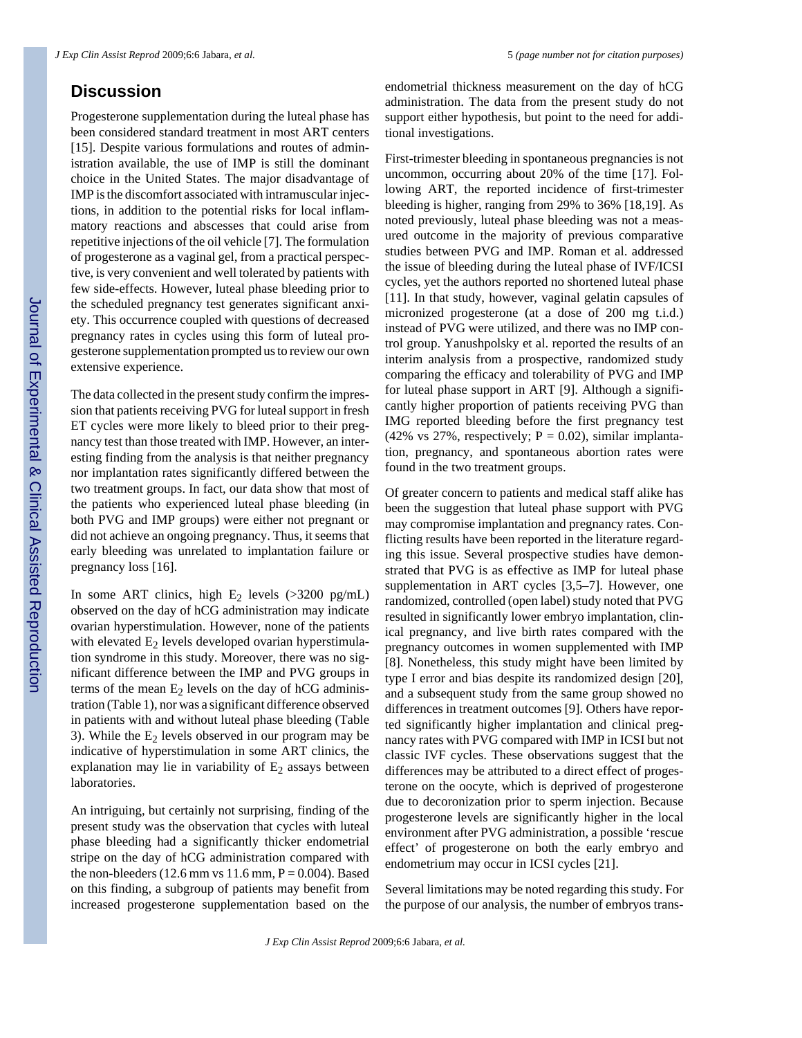## Discussion

Progesterone supplementation during the luteal phase has been considered standard treatment in most ART centers [15]. Despite various formulations and routes of administration available, the use of IMP is still the dominant choice in the United States. The major disadvantage of IMP is the discomfort associated with intramuscular injections, in addition to the potential risks for local inflammatory reactions and abscesses that could arise from repetitive injections of the oil vehicle [7]. The formulation of progesterone as a vaginal gel, from a practical perspective, is very convenient and well tolerated by patients with few side-effects. However, luteal phase bleeding prior to the scheduled pregnancy test generates significant anxiety. This occurrence coupled with questions of decreased pregnancy rates in cycles using this form of luteal progesterone supplementation prompted us to review our own extensive experience.

The data collected in the present study confirm the impression that patients receiving PVG for luteal support in fresh ET cycles were more likely to bleed prior to their pregnancy test than those treated with IMP. However, an interesting finding from the analysis is that neither pregnancy nor implantation rates significantly differed between the two treatment groups. In fact, our data show that most of the patients who experienced luteal phase bleeding (in both PVG and IMP groups) were either not pregnant or did not achieve an ongoing pregnancy. Thus, it seems that early bleeding was unrelated to implantation failure or pregnancy loss [16].

In some ART clinics, high $E_2$ levels (>3200 pg/mL) observed on the day of hCG administration may indicate ovarian hyperstimulation. However, none of the patients with elevated $E_2$ levels developed ovarian hyperstimulation syndrome in this study. Moreover, there was no significant difference between the IMP and PVG groups in terms of the mean $E_2$ levels on the day of hCG administration (Table 1), nor was a significant difference observed in patients with and without luteal phase bleeding (Table 3). While the $E_2$ levels observed in our program may be indicative of hyperstimulation in some ART clinics, the explanation may lie in variability of $E_2$ assays between laboratories.

An intriguing, but certainly not surprising, finding of the present study was the observation that cycles with luteal phase bleeding had a significantly thicker endometrial stripe on the day of hCG administration compared with the non-bleeders (12.6 mm vs 11.6 mm, P = 0.004). Based on this finding, a subgroup of patients may benefit from increased progesterone supplementation based on the endometrial thickness measurement on the day of hCG administration. The data from the present study do not support either hypothesis, but point to the need for additional investigations.

First-trimester bleeding in spontaneous pregnancies is not uncommon, occurring about 20% of the time [17]. Following ART, the reported incidence of first-trimester bleeding is higher, ranging from 29% to 36% [18,19]. As noted previously, luteal phase bleeding was not a measured outcome in the majority of previous comparative studies between PVG and IMP. Roman et al. addressed the issue of bleeding during the luteal phase of IVF/ICSI cycles, yet the authors reported no shortened luteal phase [11]. In that study, however, vaginal gelatin capsules of micronized progesterone (at a dose of 200 mg t.i.d.) instead of PVG were utilized, and there was no IMP control group. Yanushpolsky et al. reported the results of an interim analysis from a prospective, randomized study comparing the efficacy and tolerability of PVG and IMP for luteal phase support in ART [9]. Although a significantly higher proportion of patients receiving PVG than IMG reported bleeding before the first pregnancy test (42% vs 27%, respectively; P = 0.02), similar implantation, pregnancy, and spontaneous abortion rates were found in the two treatment groups.

Of greater concern to patients and medical staff alike has been the suggestion that luteal phase support with PVG may compromise implantation and pregnancy rates. Conflicting results have been reported in the literature regarding this issue. Several prospective studies have demonstrated that PVG is as effective as IMP for luteal phase supplementation in ART cycles [3,5–7]. However, one randomized, controlled (open label) study noted that PVG resulted in significantly lower embryo implantation, clinical pregnancy, and live birth rates compared with the pregnancy outcomes in women supplemented with IMP [8]. Nonetheless, this study might have been limited by type I error and bias despite its randomized design [20], and a subsequent study from the same group showed no differences in treatment outcomes [9]. Others have reported significantly higher implantation and clinical pregnancy rates with PVG compared with IMP in ICSI but not classic IVF cycles. These observations suggest that the differences may be attributed to a direct effect of progesterone on the oocyte, which is deprived of progesterone due to decoronization prior to sperm injection. Because progesterone levels are significantly higher in the local environment after PVG administration, a possible 'rescue effect' of progesterone on both the early embryo and endometrium may occur in ICSI cycles [21].

Several limitations may be noted regarding this study. For the purpose of our analysis, the number of embryos trans-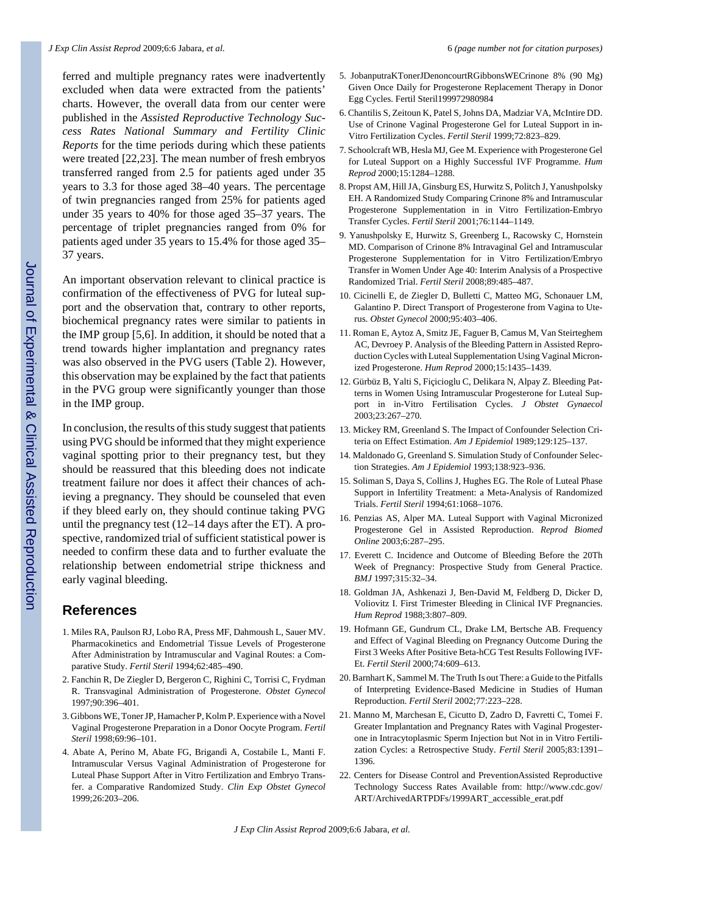ferred and multiple pregnancy rates were inadvertently excluded when data were extracted from the patients' charts. However, the overall data from our center were published in the *Assisted Reproductive Technology Success Rates National Summary and Fertility Clinic Reports* for the time periods during which these patients were treated [22,23]. The mean number of fresh embryos transferred ranged from 2.5 for patients aged under 35 years to 3.3 for those aged 38–40 years. The percentage of twin pregnancies ranged from 25% for patients aged under 35 years to 40% for those aged 35–37 years. The percentage of triplet pregnancies ranged from 0% for patients aged under 35 years to 15.4% for those aged 35–37 years.

An important observation relevant to clinical practice is confirmation of the effectiveness of PVG for luteal support and the observation that, contrary to other reports, biochemical pregnancy rates were similar to patients in the IMP group [5,6]. In addition, it should be noted that a trend towards higher implantation and pregnancy rates was also observed in the PVG users (Table 2). However, this observation may be explained by the fact that patients in the PVG group were significantly younger than those in the IMP group.

In conclusion, the results of this study suggest that patients using PVG should be informed that they might experience vaginal spotting prior to their pregnancy test, but they should be reassured that this bleeding does not indicate treatment failure nor does it affect their chances of achieving a pregnancy. They should be counseled that even if they bleed early on, they should continue taking PVG until the pregnancy test (12–14 days after the ET). A prospective, randomized trial of sufficient statistical power is needed to confirm these data and to further evaluate the relationship between endometrial stripe thickness and early vaginal bleeding.

## References

1. Miles RA, Paulson RJ, Lobo RA, Press MF, Dahmoush L, Sauer MV. Pharmacokinetics and Endometrial Tissue Levels of Progesterone After Administration by Intramuscular and Vaginal Routes: a Comparative Study. *Fertil Steril* 1994;62:485–490.
2. Fanchin R, De Ziegler D, Bergeron C, Righini C, Torrisi C, Frydman R. Transvaginal Administration of Progesterone. *Obstet Gynecol* 1997;90:396–401.
3. Gibbons WE, Toner JP, Hamacher P, Kolm P. Experience with a Novel Vaginal Progesterone Preparation in a Donor Oocyte Program. *Fertil Steril* 1998;69:96–101.
4. Abate A, Perino M, Abate FG, Brigandì A, Costabile L, Manti F. Intramuscular Versus Vaginal Administration of Progesterone for Luteal Phase Support After in Vitro Fertilization and Embryo Transfer. a Comparative Randomized Study. *Clin Exp Obstet Gynecol* 1999;26:203–206.
5. JobanputraKTonerJDenoncourtRGibbonsWECrinone 8% (90 Mg) Given Once Daily for Progesterone Replacement Therapy in Donor Egg Cycles. Fertil Steril199972980984
6. Chantilis S, Zeitoun K, Patel S, Johns DA, Madziar VA, McIntire DD. Use of Crinone Vaginal Progesterone Gel for Luteal Support in in-Vitro Fertilization Cycles. *Fertil Steril* 1999;72:823–829.
7. Schoolcraft WB, Hesla MJ, Gee M. Experience with Progesterone Gel for Luteal Support on a Highly Successful IVF Programme. *Hum Reprod* 2000;15:1284–1288.
8. Propst AM, Hill JA, Ginsburg ES, Hurwitz S, Politch J, Yanushpolsky EH. A Randomized Study Comparing Crinone 8% and Intramuscular Progesterone Supplementation in in Vitro Fertilization-Embryo Transfer Cycles. *Fertil Steril* 2001;76:1144–1149.
9. Yanushpolsky E, Hurwitz S, Greenberg L, Racowsky C, Hornstein MD. Comparison of Crinone 8% Intravaginal Gel and Intramuscular Progesterone Supplementation for in Vitro Fertilization/Embryo Transfer in Women Under Age 40: Interim Analysis of a Prospective Randomized Trial. *Fertil Steril* 2008;89:485–487.
10. Cicinelli E, de Ziegler D, Bulletti C, Matteo MG, Schonauer LM, Galantino P. Direct Transport of Progesterone from Vagina to Uterus. *Obstet Gynecol* 2000;95:403–406.
11. Roman E, Aytoz A, Smitz JE, Faguer B, Camus M, Van Steirteghem AC, Devroey P. Analysis of the Bleeding Pattern in Assisted Reproduction Cycles with Luteal Supplementation Using Vaginal Micronized Progesterone. *Hum Reprod* 2000;15:1435–1439.
12. Gürbüz B, Yalti S, Fiçicioglu C, Delikara N, Alpay Z. Bleeding Patterns in Women Using Intramuscular Progesterone for Luteal Support in in-Vitro Fertilisation Cycles. *J Obstet Gynaecol* 2003;23:267–270.
13. Mickey RM, Greenland S. The Impact of Confounder Selection Criteria on Effect Estimation. *Am J Epidemiol* 1989;129:125–137.
14. Maldonado G, Greenland S. Simulation Study of Confounder Selection Strategies. *Am J Epidemiol* 1993;138:923–936.
15. Soliman S, Daya S, Collins J, Hughes EG. The Role of Luteal Phase Support in Infertility Treatment: a Meta-Analysis of Randomized Trials. *Fertil Steril* 1994;61:1068–1076.
16. Penzias AS, Alper MA. Luteal Support with Vaginal Micronized Progesterone Gel in Assisted Reproduction. *Reprod Biomed Online* 2003;6:287–295.
17. Everett C. Incidence and Outcome of Bleeding Before the 20Th Week of Pregnancy: Prospective Study from General Practice. *BMJ* 1997;315:32–34.
18. Goldman JA, Ashkenazi J, Ben-David M, Feldberg D, Dicker D, Voliovitz I. First Trimester Bleeding in Clinical IVF Pregnancies. *Hum Reprod* 1988;3:807–809.
19. Hofmann GE, Gundrum CL, Drake LM, Bertsche AB. Frequency and Effect of Vaginal Bleeding on Pregnancy Outcome During the First 3 Weeks After Positive Beta-hCG Test Results Following IVF-Et. *Fertil Steril* 2000;74:609–613.
20. Barnhart K, Sammel M. The Truth Is out There: a Guide to the Pitfalls of Interpreting Evidence-Based Medicine in Studies of Human Reproduction. *Fertil Steril* 2002;77:223–228.
21. Manno M, Marchesan E, Cicutto D, Zadro D, Favretti C, Tomei F. Greater Implantation and Pregnancy Rates with Vaginal Progesterone in Intracytoplasmic Sperm Injection but Not in in Vitro Fertilization Cycles: a Retrospective Study. *Fertil Steril* 2005;83:1391–1396.
22. Centers for Disease Control and PreventionAssisted Reproductive Technology Success Rates Available from: http://www.cdc.gov/ART/ArchivedARTPDFs/1999ART_accessible_erat.pdf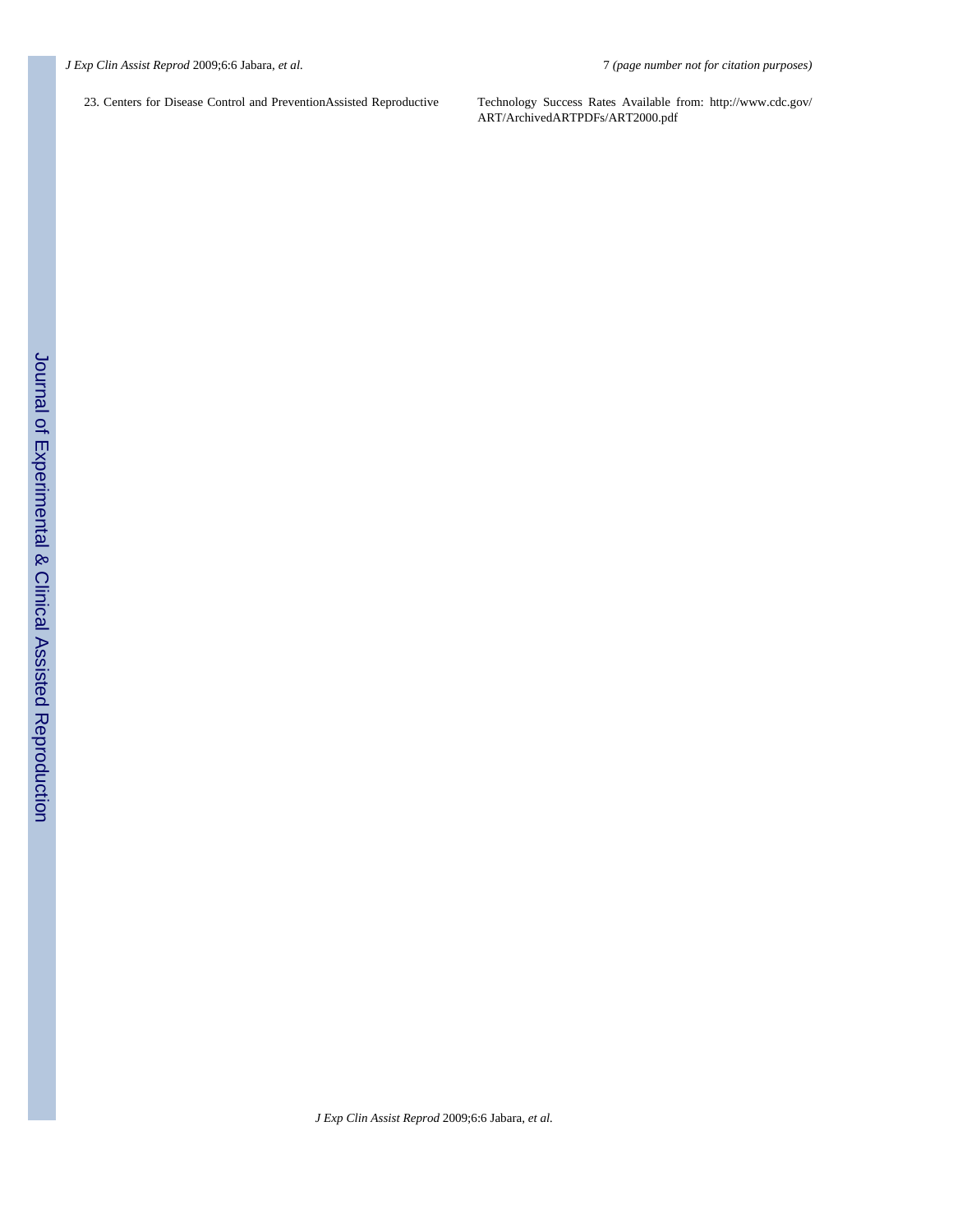23. Centers for Disease Control and PreventionAssisted Reproductive Technology Success Rates Available from: http://www.cdc.gov/ART/ArchivedARTPDFs/ART2000.pdf